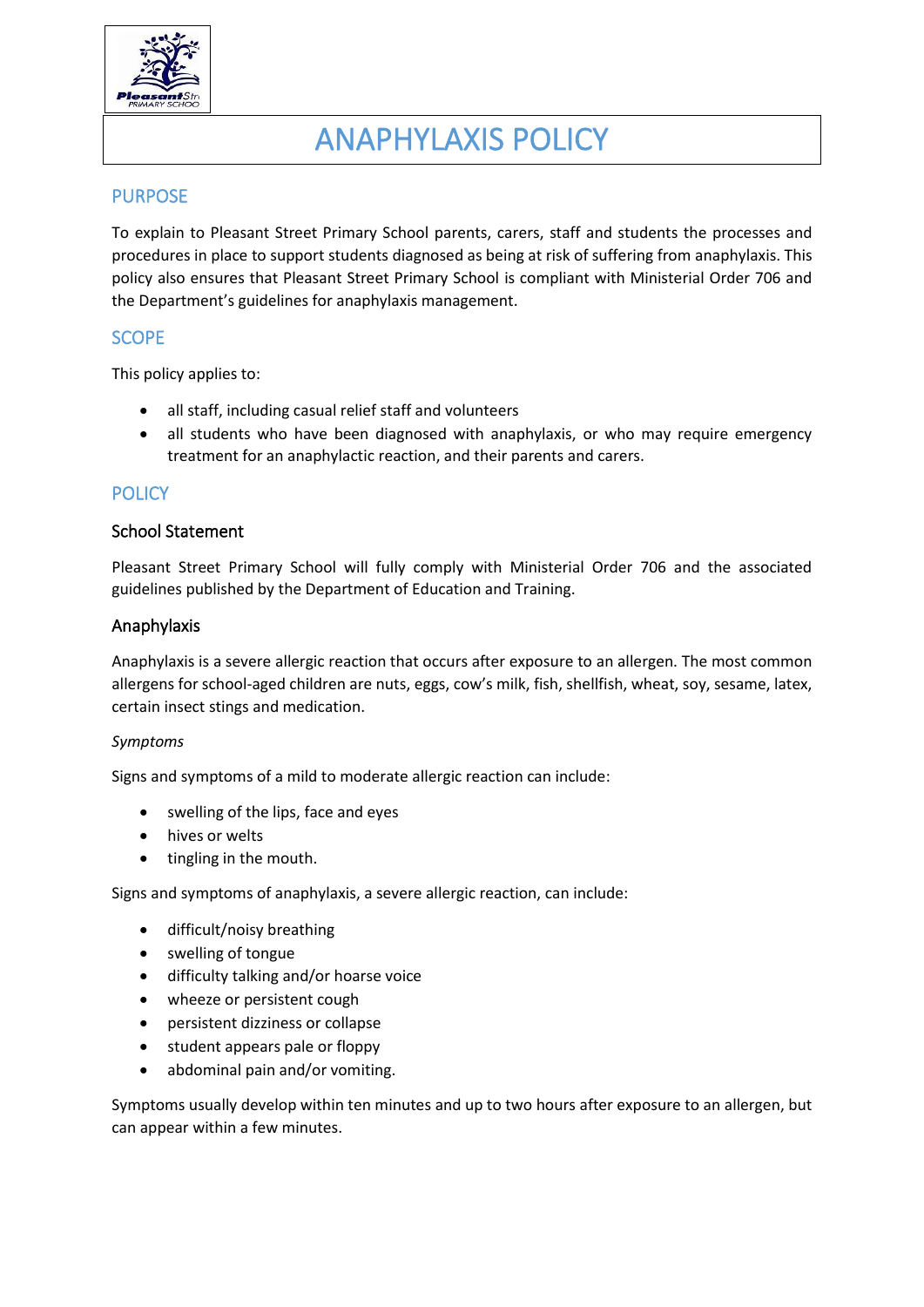# ANAPHYLAXIS POLICY

## PURPOSE

To explain to Pleasant Street Primary School parents, carers, staff and students the processes and procedures in place to support students diagnosed as being at risk of suffering from anaphylaxis. This policy also ensures that Pleasant Street Primary School is compliant with Ministerial Order 706 and the Department's guidelines for anaphylaxis management.

## SCOPE

This policy applies to:

- all staff, including casual relief staff and volunteers
- all students who have been diagnosed with anaphylaxis, or who may require emergency treatment for an anaphylactic reaction, and their parents and carers.

## POLICY

### School Statement

Pleasant Street Primary School will fully comply with Ministerial Order 706 and the associated guidelines published by the Department of Education and Training.

### Anaphylaxis

Anaphylaxis is a severe allergic reaction that occurs after exposure to an allergen. The most common allergens for school-aged children are nuts, eggs, cow's milk, fish, shellfish, wheat, soy, sesame, latex, certain insect stings and medication.

*Symptoms*

Signs and symptoms of a mild to moderate allergic reaction can include:

- swelling of the lips, face and eyes
- hives or welts
- tingling in the mouth.

Signs and symptoms of anaphylaxis, a severe allergic reaction, can include:

- difficult/noisy breathing
- swelling of tongue
- difficulty talking and/or hoarse voice
- wheeze or persistent cough
- persistent dizziness or collapse
- student appears pale or floppy
- abdominal pain and/or vomiting.

Symptoms usually develop within ten minutes and up to two hours after exposure to an allergen, but can appear within a few minutes.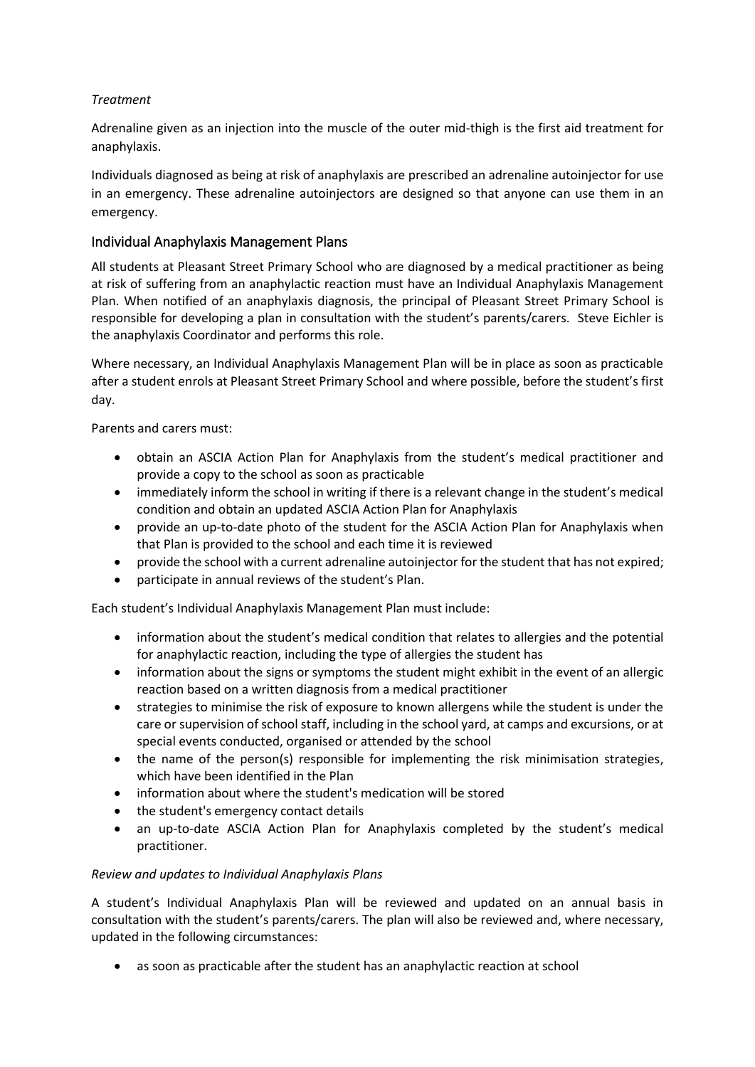*Treatment*

Adrenaline given as an injection into the muscle of the outer mid-thigh is the first aid treatment for anaphylaxis.

Individuals diagnosed as being at risk of anaphylaxis are prescribed an adrenaline autoinjector for use in an emergency. These adrenaline autoinjectors are designed so that anyone can use them in an emergency.

## Individual Anaphylaxis Management Plans

All students at Pleasant Street Primary School who are diagnosed by a medical practitioner as being at risk of suffering from an anaphylactic reaction must have an Individual Anaphylaxis Management Plan. When notified of an anaphylaxis diagnosis, the principal of Pleasant Street Primary School is responsible for developing a plan in consultation with the student's parents/carers. Steve Eichler is the anaphylaxis Coordinator and performs this role.

Where necessary, an Individual Anaphylaxis Management Plan will be in place as soon as practicable after a student enrols at Pleasant Street Primary School and where possible, before the student's first day.

Parents and carers must:

- obtain an ASCIA Action Plan for Anaphylaxis from the student's medical practitioner and provide a copy to the school as soon as practicable
- immediately inform the school in writing if there is a relevant change in the student's medical condition and obtain an updated ASCIA Action Plan for Anaphylaxis
- provide an up-to-date photo of the student for the ASCIA Action Plan for Anaphylaxis when that Plan is provided to the school and each time it is reviewed
- provide the school with a current adrenaline autoinjector for the student that has not expired;
- participate in annual reviews of the student's Plan.

Each student's Individual Anaphylaxis Management Plan must include:

- information about the student's medical condition that relates to allergies and the potential for anaphylactic reaction, including the type of allergies the student has
- information about the signs or symptoms the student might exhibit in the event of an allergic reaction based on a written diagnosis from a medical practitioner
- strategies to minimise the risk of exposure to known allergens while the student is under the care or supervision of school staff, including in the school yard, at camps and excursions, or at special events conducted, organised or attended by the school
- the name of the person(s) responsible for implementing the risk minimisation strategies, which have been identified in the Plan
- information about where the student's medication will be stored
- the student's emergency contact details
- an up-to-date ASCIA Action Plan for Anaphylaxis completed by the student's medical practitioner.

*Review and updates to Individual Anaphylaxis Plans*

A student's Individual Anaphylaxis Plan will be reviewed and updated on an annual basis in consultation with the student's parents/carers. The plan will also be reviewed and, where necessary, updated in the following circumstances:

- as soon as practicable after the student has an anaphylactic reaction at school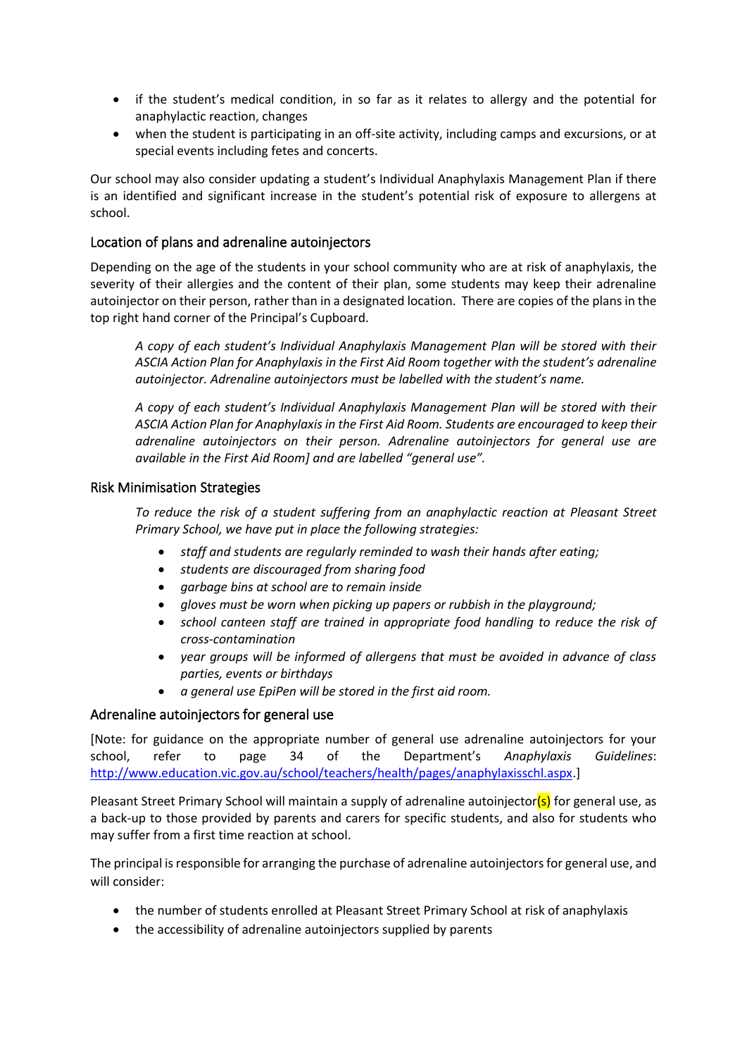- if the student's medical condition, in so far as it relates to allergy and the potential for anaphylactic reaction, changes
- when the student is participating in an off-site activity, including camps and excursions, or at special events including fetes and concerts.

Our school may also consider updating a student's Individual Anaphylaxis Management Plan if there is an identified and significant increase in the student's potential risk of exposure to allergens at school.

## Location of plans and adrenaline autoinjectors

Depending on the age of the students in your school community who are at risk of anaphylaxis, the severity of their allergies and the content of their plan, some students may keep their adrenaline autoinjector on their person, rather than in a designated location. There are copies of the plans in the top right hand corner of the Principal's Cupboard.

> *A copy of each student's Individual Anaphylaxis Management Plan will be stored with their ASCIA Action Plan for Anaphylaxis in the First Aid Room together with the student's adrenaline autoinjector. Adrenaline autoinjectors must be labelled with the student's name.*
>
> *A copy of each student's Individual Anaphylaxis Management Plan will be stored with their ASCIA Action Plan for Anaphylaxis in the First Aid Room. Students are encouraged to keep their adrenaline autoinjectors on their person. Adrenaline autoinjectors for general use are available in the First Aid Room] and are labelled "general use".*

## Risk Minimisation Strategies

> *To reduce the risk of a student suffering from an anaphylactic reaction at Pleasant Street Primary School, we have put in place the following strategies:*
>
> - *staff and students are regularly reminded to wash their hands after eating;*
> - *students are discouraged from sharing food*
> - *garbage bins at school are to remain inside*
> - *gloves must be worn when picking up papers or rubbish in the playground;*
> - *school canteen staff are trained in appropriate food handling to reduce the risk of cross-contamination*
> - *year groups will be informed of allergens that must be avoided in advance of class parties, events or birthdays*
> - *a general use EpiPen will be stored in the first aid room.*

## Adrenaline autoinjectors for general use

[Note: for guidance on the appropriate number of general use adrenaline autoinjectors for your school, refer to page 34 of the Department's *Anaphylaxis Guidelines*: http://www.education.vic.gov.au/school/teachers/health/pages/anaphylaxisschl.aspx.]

Pleasant Street Primary School will maintain a supply of adrenaline autoinjector(s) for general use, as a back-up to those provided by parents and carers for specific students, and also for students who may suffer from a first time reaction at school.

The principal is responsible for arranging the purchase of adrenaline autoinjectors for general use, and will consider:

- the number of students enrolled at Pleasant Street Primary School at risk of anaphylaxis
- the accessibility of adrenaline autoinjectors supplied by parents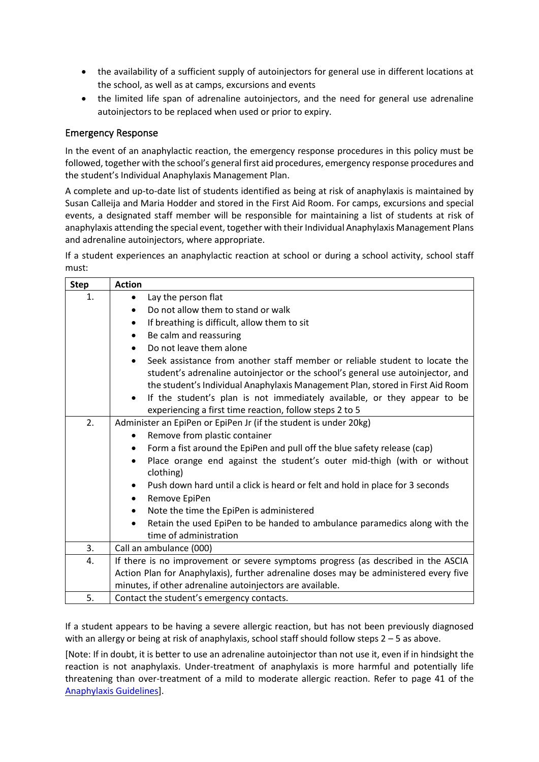- the availability of a sufficient supply of autoinjectors for general use in different locations at the school, as well as at camps, excursions and events
- the limited life span of adrenaline autoinjectors, and the need for general use adrenaline autoinjectors to be replaced when used or prior to expiry.

## Emergency Response

In the event of an anaphylactic reaction, the emergency response procedures in this policy must be followed, together with the school's general first aid procedures, emergency response procedures and the student's Individual Anaphylaxis Management Plan.

A complete and up-to-date list of students identified as being at risk of anaphylaxis is maintained by Susan Calleija and Maria Hodder and stored in the First Aid Room. For camps, excursions and special events, a designated staff member will be responsible for maintaining a list of students at risk of anaphylaxis attending the special event, together with their Individual Anaphylaxis Management Plans and adrenaline autoinjectors, where appropriate.

If a student experiences an anaphylactic reaction at school or during a school activity, school staff must:

| Step | Action |
|---|---|
| 1. | • Lay the person flat<br>• Do not allow them to stand or walk<br>• If breathing is difficult, allow them to sit<br>• Be calm and reassuring<br>• Do not leave them alone<br>• Seek assistance from another staff member or reliable student to locate the student's adrenaline autoinjector or the school's general use autoinjector, and the student's Individual Anaphylaxis Management Plan, stored in First Aid Room<br>• If the student's plan is not immediately available, or they appear to be experiencing a first time reaction, follow steps 2 to 5 |
| 2. | Administer an EpiPen or EpiPen Jr (if the student is under 20kg)<br>• Remove from plastic container<br>• Form a fist around the EpiPen and pull off the blue safety release (cap)<br>• Place orange end against the student's outer mid-thigh (with or without clothing)<br>• Push down hard until a click is heard or felt and hold in place for 3 seconds<br>• Remove EpiPen<br>• Note the time the EpiPen is administered<br>• Retain the used EpiPen to be handed to ambulance paramedics along with the time of administration |
| 3. | Call an ambulance (000) |
| 4. | If there is no improvement or severe symptoms progress (as described in the ASCIA Action Plan for Anaphylaxis), further adrenaline doses may be administered every five minutes, if other adrenaline autoinjectors are available. |
| 5. | Contact the student's emergency contacts. |

If a student appears to be having a severe allergic reaction, but has not been previously diagnosed with an allergy or being at risk of anaphylaxis, school staff should follow steps 2 – 5 as above.

[Note: If in doubt, it is better to use an adrenaline autoinjector than not use it, even if in hindsight the reaction is not anaphylaxis. Under-treatment of anaphylaxis is more harmful and potentially life threatening than over-treatment of a mild to moderate allergic reaction. Refer to page 41 of the Anaphylaxis Guidelines].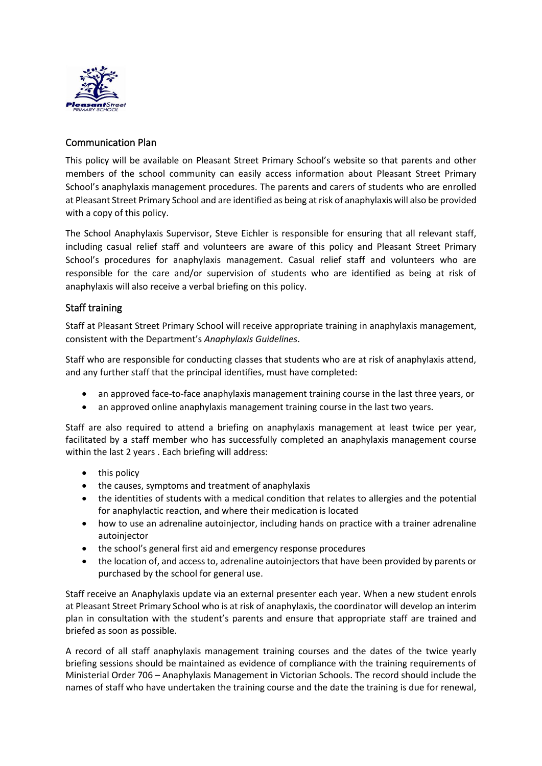## Communication Plan

This policy will be available on Pleasant Street Primary School's website so that parents and other members of the school community can easily access information about Pleasant Street Primary School's anaphylaxis management procedures. The parents and carers of students who are enrolled at Pleasant Street Primary School and are identified as being at risk of anaphylaxis will also be provided with a copy of this policy.

The School Anaphylaxis Supervisor, Steve Eichler is responsible for ensuring that all relevant staff, including casual relief staff and volunteers are aware of this policy and Pleasant Street Primary School's procedures for anaphylaxis management. Casual relief staff and volunteers who are responsible for the care and/or supervision of students who are identified as being at risk of anaphylaxis will also receive a verbal briefing on this policy.

## Staff training

Staff at Pleasant Street Primary School will receive appropriate training in anaphylaxis management, consistent with the Department's *Anaphylaxis Guidelines*.

Staff who are responsible for conducting classes that students who are at risk of anaphylaxis attend, and any further staff that the principal identifies, must have completed:

- an approved face-to-face anaphylaxis management training course in the last three years, or
- an approved online anaphylaxis management training course in the last two years.

Staff are also required to attend a briefing on anaphylaxis management at least twice per year, facilitated by a staff member who has successfully completed an anaphylaxis management course within the last 2 years . Each briefing will address:

- this policy
- the causes, symptoms and treatment of anaphylaxis
- the identities of students with a medical condition that relates to allergies and the potential for anaphylactic reaction, and where their medication is located
- how to use an adrenaline autoinjector, including hands on practice with a trainer adrenaline autoinjector
- the school's general first aid and emergency response procedures
- the location of, and access to, adrenaline autoinjectors that have been provided by parents or purchased by the school for general use.

Staff receive an Anaphylaxis update via an external presenter each year. When a new student enrols at Pleasant Street Primary School who is at risk of anaphylaxis, the coordinator will develop an interim plan in consultation with the student's parents and ensure that appropriate staff are trained and briefed as soon as possible.

A record of all staff anaphylaxis management training courses and the dates of the twice yearly briefing sessions should be maintained as evidence of compliance with the training requirements of Ministerial Order 706 – Anaphylaxis Management in Victorian Schools. The record should include the names of staff who have undertaken the training course and the date the training is due for renewal,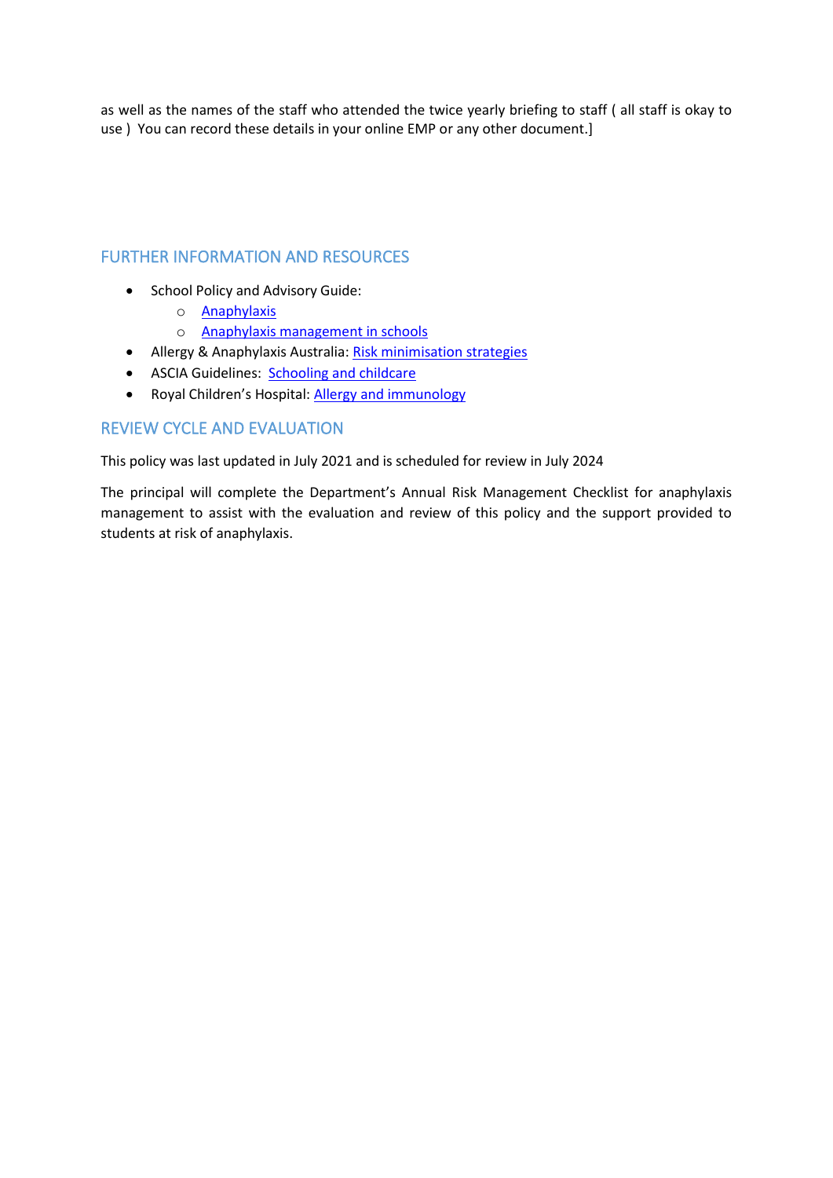as well as the names of the staff who attended the twice yearly briefing to staff ( all staff is okay to use ) You can record these details in your online EMP or any other document.]

## FURTHER INFORMATION AND RESOURCES

- School Policy and Advisory Guide:
  - Anaphylaxis
  - Anaphylaxis management in schools
- Allergy & Anaphylaxis Australia: Risk minimisation strategies
- ASCIA Guidelines: Schooling and childcare
- Royal Children's Hospital: Allergy and immunology

## REVIEW CYCLE AND EVALUATION

This policy was last updated in July 2021 and is scheduled for review in July 2024

The principal will complete the Department's Annual Risk Management Checklist for anaphylaxis management to assist with the evaluation and review of this policy and the support provided to students at risk of anaphylaxis.